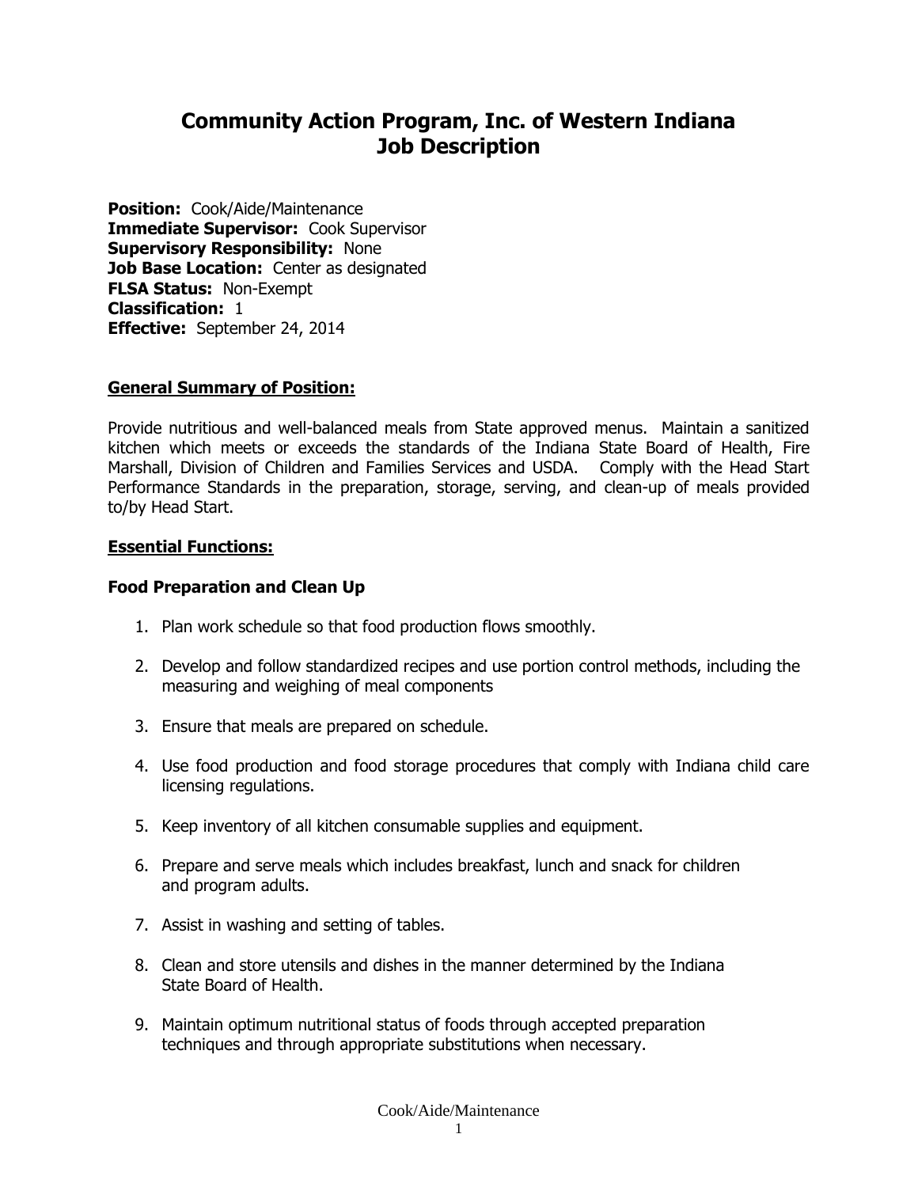# Community Action Program, Inc. of Western Indiana
# Job Description

**Position:** Cook/Aide/Maintenance
**Immediate Supervisor:** Cook Supervisor
**Supervisory Responsibility:** None
**Job Base Location:** Center as designated
**FLSA Status:** Non-Exempt
**Classification:** 1
**Effective:** September 24, 2014

## General Summary of Position:

Provide nutritious and well-balanced meals from State approved menus. Maintain a sanitized kitchen which meets or exceeds the standards of the Indiana State Board of Health, Fire Marshall, Division of Children and Families Services and USDA. Comply with the Head Start Performance Standards in the preparation, storage, serving, and clean-up of meals provided to/by Head Start.

## Essential Functions:

### Food Preparation and Clean Up

1. Plan work schedule so that food production flows smoothly.
2. Develop and follow standardized recipes and use portion control methods, including the measuring and weighing of meal components
3. Ensure that meals are prepared on schedule.
4. Use food production and food storage procedures that comply with Indiana child care licensing regulations.
5. Keep inventory of all kitchen consumable supplies and equipment.
6. Prepare and serve meals which includes breakfast, lunch and snack for children and program adults.
7. Assist in washing and setting of tables.
8. Clean and store utensils and dishes in the manner determined by the Indiana State Board of Health.
9. Maintain optimum nutritional status of foods through accepted preparation techniques and through appropriate substitutions when necessary.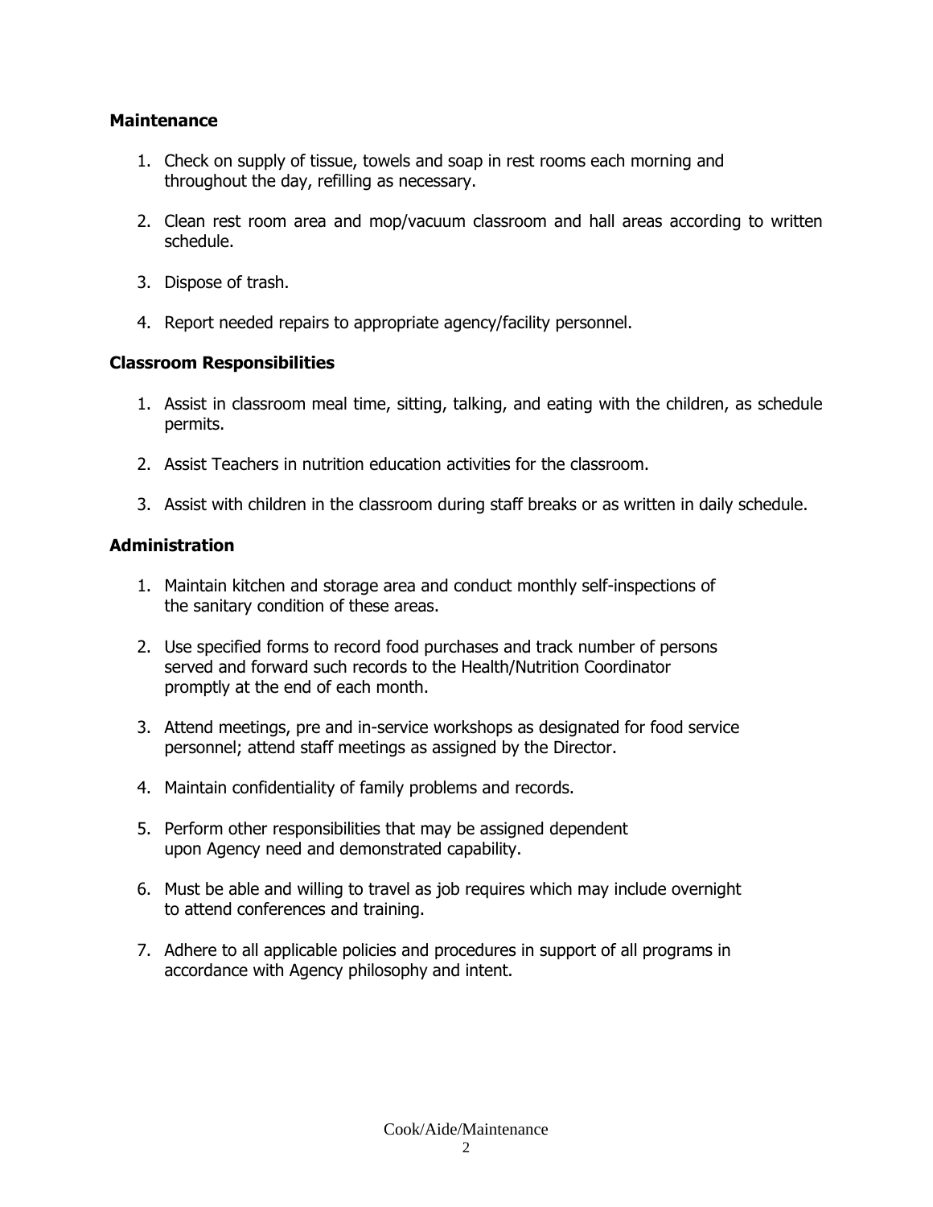**Maintenance**

1. Check on supply of tissue, towels and soap in rest rooms each morning and throughout the day, refilling as necessary.

2. Clean rest room area and mop/vacuum classroom and hall areas according to written schedule.

3. Dispose of trash.

4. Report needed repairs to appropriate agency/facility personnel.

**Classroom Responsibilities**

1. Assist in classroom meal time, sitting, talking, and eating with the children, as schedule permits.

2. Assist Teachers in nutrition education activities for the classroom.

3. Assist with children in the classroom during staff breaks or as written in daily schedule.

**Administration**

1. Maintain kitchen and storage area and conduct monthly self-inspections of the sanitary condition of these areas.

2. Use specified forms to record food purchases and track number of persons served and forward such records to the Health/Nutrition Coordinator promptly at the end of each month.

3. Attend meetings, pre and in-service workshops as designated for food service personnel; attend staff meetings as assigned by the Director.

4. Maintain confidentiality of family problems and records.

5. Perform other responsibilities that may be assigned dependent upon Agency need and demonstrated capability.

6. Must be able and willing to travel as job requires which may include overnight to attend conferences and training.

7. Adhere to all applicable policies and procedures in support of all programs in accordance with Agency philosophy and intent.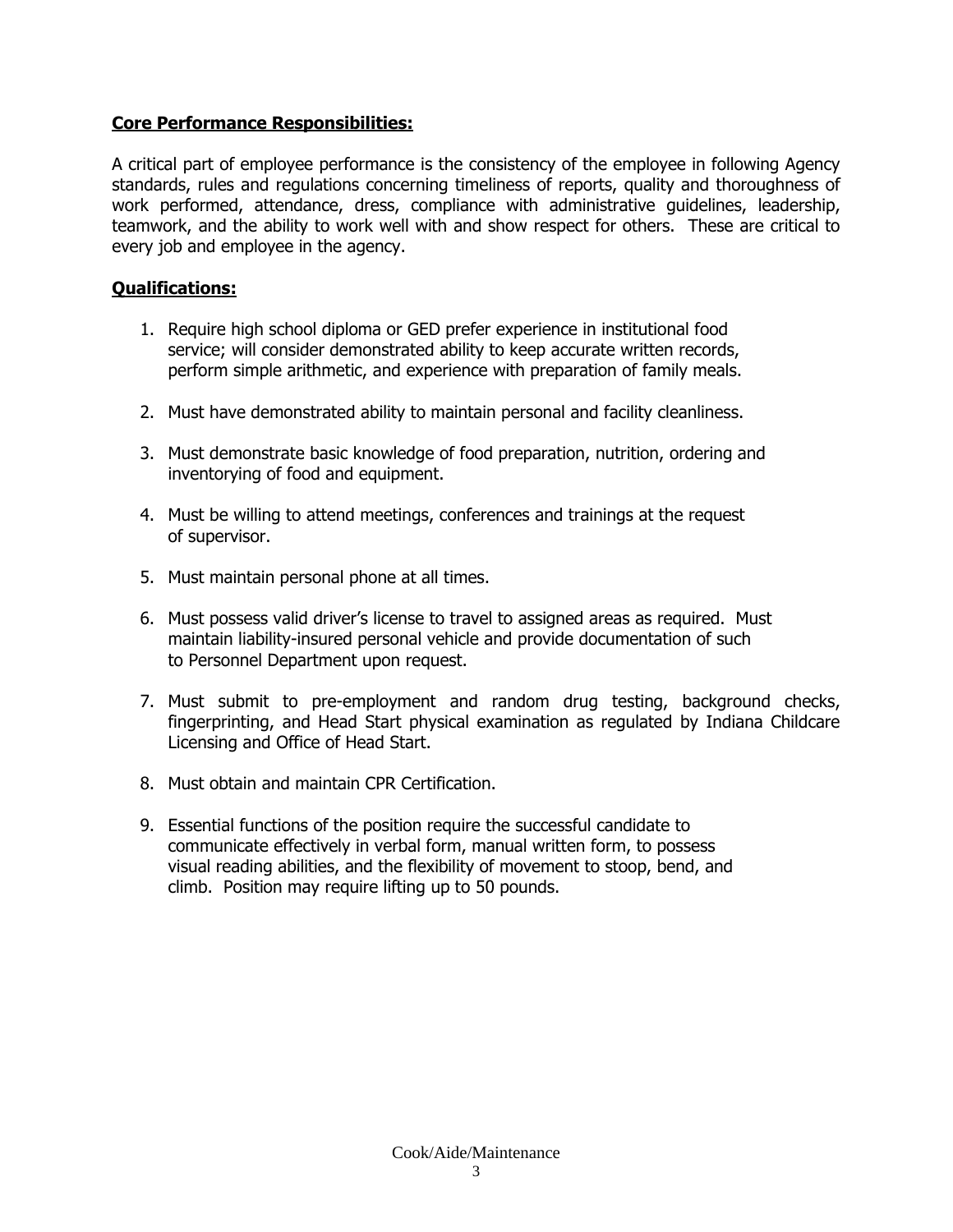**Core Performance Responsibilities:**

A critical part of employee performance is the consistency of the employee in following Agency standards, rules and regulations concerning timeliness of reports, quality and thoroughness of work performed, attendance, dress, compliance with administrative guidelines, leadership, teamwork, and the ability to work well with and show respect for others. These are critical to every job and employee in the agency.

**Qualifications:**

1. Require high school diploma or GED prefer experience in institutional food service; will consider demonstrated ability to keep accurate written records, perform simple arithmetic, and experience with preparation of family meals.

2. Must have demonstrated ability to maintain personal and facility cleanliness.

3. Must demonstrate basic knowledge of food preparation, nutrition, ordering and inventorying of food and equipment.

4. Must be willing to attend meetings, conferences and trainings at the request of supervisor.

5. Must maintain personal phone at all times.

6. Must possess valid driver's license to travel to assigned areas as required. Must maintain liability-insured personal vehicle and provide documentation of such to Personnel Department upon request.

7. Must submit to pre-employment and random drug testing, background checks, fingerprinting, and Head Start physical examination as regulated by Indiana Childcare Licensing and Office of Head Start.

8. Must obtain and maintain CPR Certification.

9. Essential functions of the position require the successful candidate to communicate effectively in verbal form, manual written form, to possess visual reading abilities, and the flexibility of movement to stoop, bend, and climb. Position may require lifting up to 50 pounds.